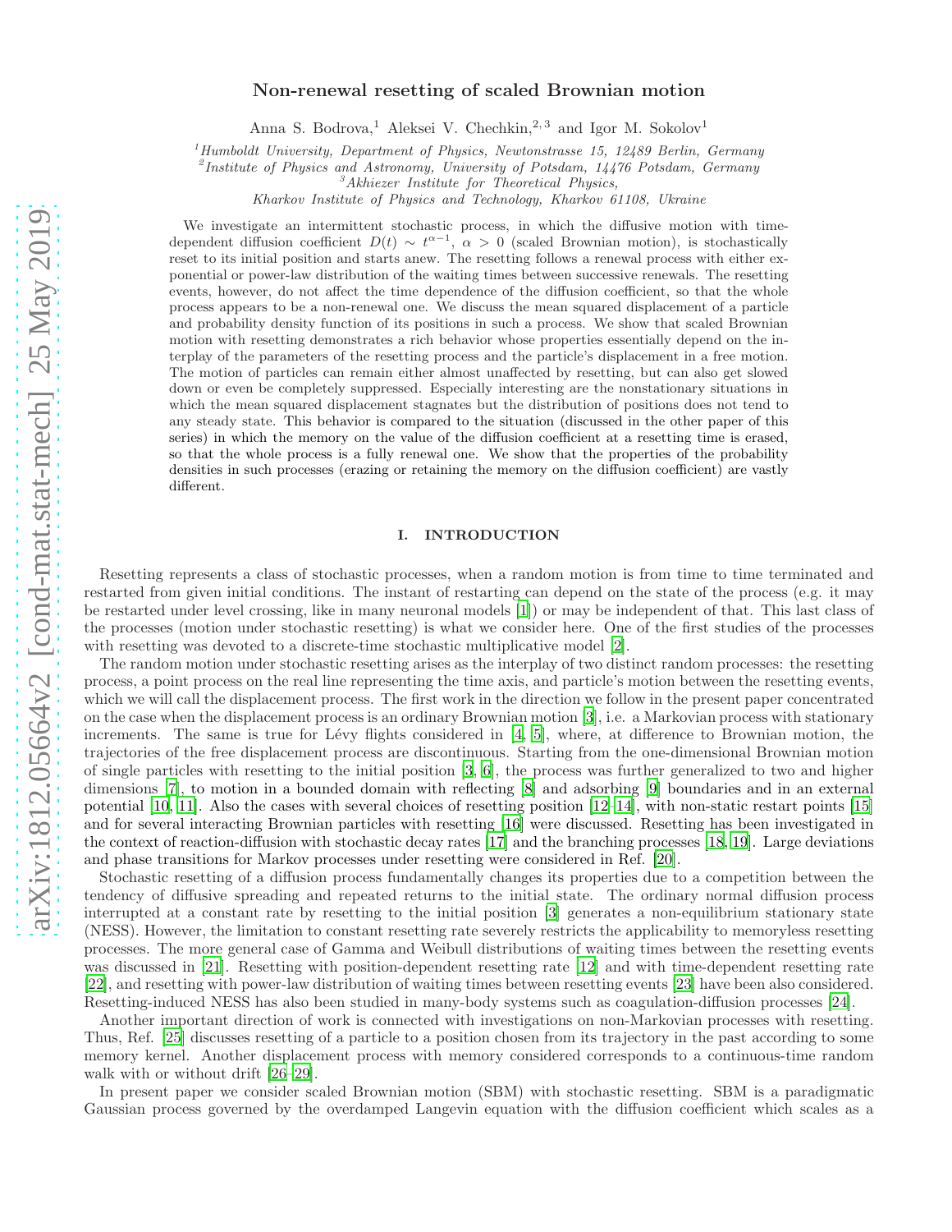# Non-renewal resetting of scaled Brownian motion

Anna S. Bodrova,[1] Aleksei V. Chechkin,[2,3] and Igor M. Sokolov[1]

[1]*Humboldt University, Department of Physics, Newtonstrasse 15, 12489 Berlin, Germany*
[2]*Institute of Physics and Astronomy, University of Potsdam, 14476 Potsdam, Germany*
[3]*Akhiezer Institute for Theoretical Physics, Kharkov Institute of Physics and Technology, Kharkov 61108, Ukraine*

We investigate an intermittent stochastic process, in which the diffusive motion with time-dependent diffusion coefficient $D(t) \sim t^{\alpha-1}$, $\alpha > 0$ (scaled Brownian motion), is stochastically reset to its initial position and starts anew. The resetting follows a renewal process with either exponential or power-law distribution of the waiting times between successive renewals. The resetting events, however, do not affect the time dependence of the diffusion coefficient, so that the whole process appears to be a non-renewal one. We discuss the mean squared displacement of a particle and probability density function of its positions in such a process. We show that scaled Brownian motion with resetting demonstrates a rich behavior whose properties essentially depend on the interplay of the parameters of the resetting process and the particle's displacement in a free motion. The motion of particles can remain either almost unaffected by resetting, but can also get slowed down or even be completely suppressed. Especially interesting are the nonstationary situations in which the mean squared displacement stagnates but the distribution of positions does not tend to any steady state. This behavior is compared to the situation (discussed in the other paper of this series) in which the memory on the value of the diffusion coefficient at a resetting time is erased, so that the whole process is a fully renewal one. We show that the properties of the probability densities in such processes (erazing or retaining the memory on the diffusion coefficient) are vastly different.

## I. INTRODUCTION

Resetting represents a class of stochastic processes, when a random motion is from time to time terminated and restarted from given initial conditions. The instant of restarting can depend on the state of the process (e.g. it may be restarted under level crossing, like in many neuronal models [1]) or may be independent of that. This last class of the processes (motion under stochastic resetting) is what we consider here. One of the first studies of the processes with resetting was devoted to a discrete-time stochastic multiplicative model [2].

The random motion under stochastic resetting arises as the interplay of two distinct random processes: the resetting process, a point process on the real line representing the time axis, and particle's motion between the resetting events, which we will call the displacement process. The first work in the direction we follow in the present paper concentrated on the case when the displacement process is an ordinary Brownian motion [3], i.e. a Markovian process with stationary increments. The same is true for Lévy flights considered in [4, 5], where, at difference to Brownian motion, the trajectories of the free displacement process are discontinuous. Starting from the one-dimensional Brownian motion of single particles with resetting to the initial position [3, 6], the process was further generalized to two and higher dimensions [7], to motion in a bounded domain with reflecting [8] and adsorbing [9] boundaries and in an external potential [10, 11]. Also the cases with several choices of resetting position [12–14], with non-static restart points [15] and for several interacting Brownian particles with resetting [16] were discussed. Resetting has been investigated in the context of reaction-diffusion with stochastic decay rates [17] and the branching processes [18, 19]. Large deviations and phase transitions for Markov processes under resetting were considered in Ref. [20].

Stochastic resetting of a diffusion process fundamentally changes its properties due to a competition between the tendency of diffusive spreading and repeated returns to the initial state. The ordinary normal diffusion process interrupted at a constant rate by resetting to the initial position [3] generates a non-equilibrium stationary state (NESS). However, the limitation to constant resetting rate severely restricts the applicability to memoryless resetting processes. The more general case of Gamma and Weibull distributions of waiting times between the resetting events was discussed in [21]. Resetting with position-dependent resetting rate [12] and with time-dependent resetting rate [22], and resetting with power-law distribution of waiting times between resetting events [23] have been also considered. Resetting-induced NESS has also been studied in many-body systems such as coagulation-diffusion processes [24].

Another important direction of work is connected with investigations on non-Markovian processes with resetting. Thus, Ref. [25] discusses resetting of a particle to a position chosen from its trajectory in the past according to some memory kernel. Another displacement process with memory considered corresponds to a continuous-time random walk with or without drift [26–29].

In present paper we consider scaled Brownian motion (SBM) with stochastic resetting. SBM is a paradigmatic Gaussian process governed by the overdamped Langevin equation with the diffusion coefficient which scales as a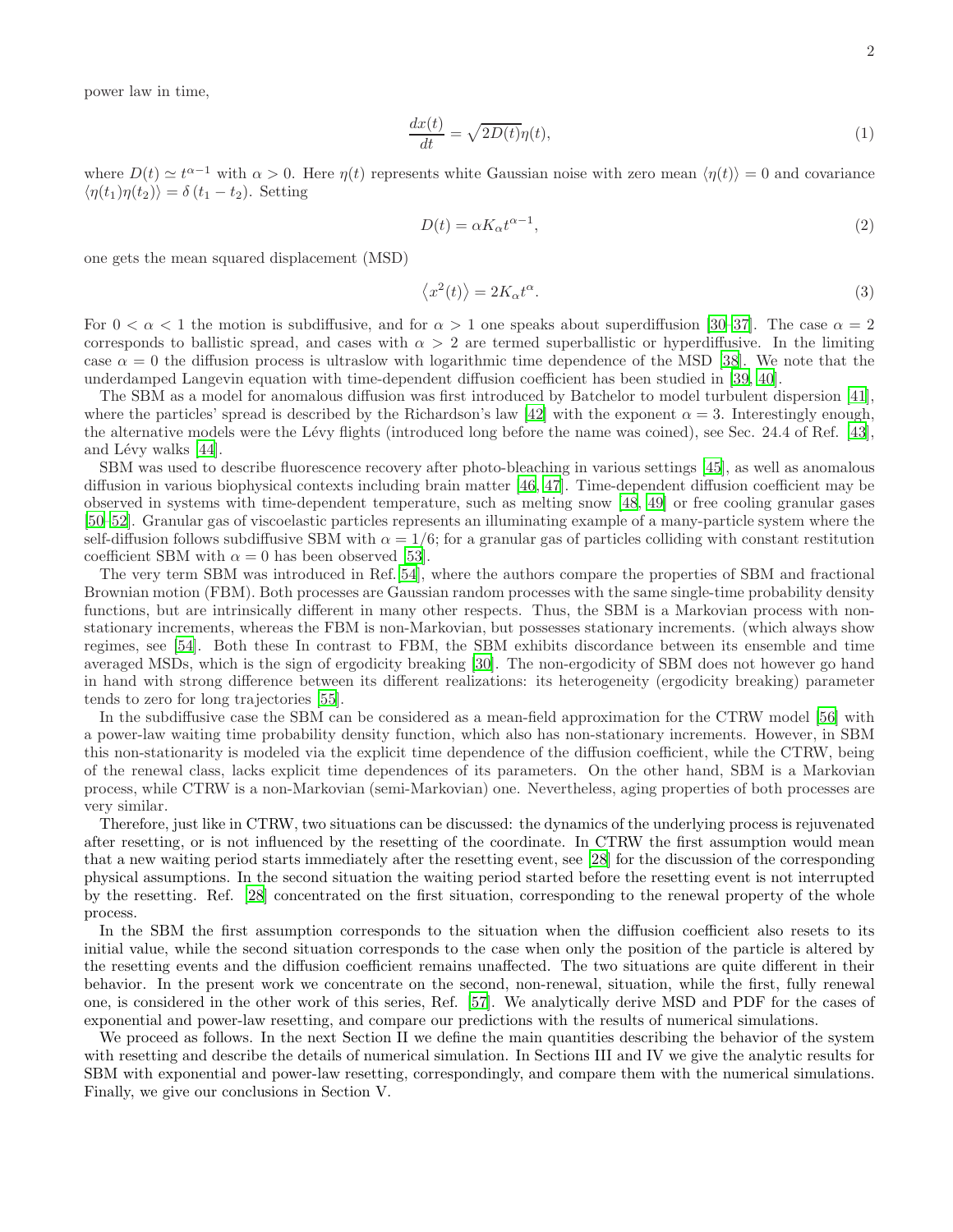power law in time,

$$\frac{dx(t)}{dt} = \sqrt{2D(t)}\eta(t), \tag{1}$$

where $D(t) \simeq t^{\alpha-1}$ with $\alpha > 0$. Here $\eta(t)$ represents white Gaussian noise with zero mean $\langle \eta(t) \rangle = 0$ and covariance $\langle \eta(t_1)\eta(t_2) \rangle = \delta(t_1 - t_2)$. Setting

$$D(t) = \alpha K_\alpha t^{\alpha-1}, \tag{2}$$

one gets the mean squared displacement (MSD)

$$\langle x^2(t) \rangle = 2K_\alpha t^\alpha. \tag{3}$$

For $0 < \alpha < 1$ the motion is subdiffusive, and for $\alpha > 1$ one speaks about superdiffusion [30–37]. The case $\alpha = 2$ corresponds to ballistic spread, and cases with $\alpha > 2$ are termed superballistic or hyperdiffusive. In the limiting case $\alpha = 0$ the diffusion process is ultraslow with logarithmic time dependence of the MSD [38]. We note that the underdamped Langevin equation with time-dependent diffusion coefficient has been studied in [39, 40].

The SBM as a model for anomalous diffusion was first introduced by Batchelor to model turbulent dispersion [41], where the particles' spread is described by the Richardson's law [42] with the exponent $\alpha = 3$. Interestingly enough, the alternative models were the Lévy flights (introduced long before the name was coined), see Sec. 24.4 of Ref. [43], and Lévy walks [44].

SBM was used to describe fluorescence recovery after photo-bleaching in various settings [45], as well as anomalous diffusion in various biophysical contexts including brain matter [46, 47]. Time-dependent diffusion coefficient may be observed in systems with time-dependent temperature, such as melting snow [48, 49] or free cooling granular gases [50–52]. Granular gas of viscoelastic particles represents an illuminating example of a many-particle system where the self-diffusion follows subdiffusive SBM with $\alpha = 1/6$; for a granular gas of particles colliding with constant restitution coefficient SBM with $\alpha = 0$ has been observed [53].

The very term SBM was introduced in Ref. [54], where the authors compare the properties of SBM and fractional Brownian motion (FBM). Both processes are Gaussian random processes with the same single-time probability density functions, but are intrinsically different in many other respects. Thus, the SBM is a Markovian process with non-stationary increments, whereas the FBM is non-Markovian, but possesses stationary increments. (which always show regimes, see [54]. Both these In contrast to FBM, the SBM exhibits discordance between its ensemble and time averaged MSDs, which is the sign of ergodicity breaking [30]. The non-ergodicity of SBM does not however go hand in hand with strong difference between its different realizations: its heterogeneity (ergodicity breaking) parameter tends to zero for long trajectories [55].

In the subdiffusive case the SBM can be considered as a mean-field approximation for the CTRW model [56] with a power-law waiting time probability density function, which also has non-stationary increments. However, in SBM this non-stationarity is modeled via the explicit time dependence of the diffusion coefficient, while the CTRW, being of the renewal class, lacks explicit time dependences of its parameters. On the other hand, SBM is a Markovian process, while CTRW is a non-Markovian (semi-Markovian) one. Nevertheless, aging properties of both processes are very similar.

Therefore, just like in CTRW, two situations can be discussed: the dynamics of the underlying process is rejuvenated after resetting, or is not influenced by the resetting of the coordinate. In CTRW the first assumption would mean that a new waiting period starts immediately after the resetting event, see [28] for the discussion of the corresponding physical assumptions. In the second situation the waiting period started before the resetting event is not interrupted by the resetting. Ref. [28] concentrated on the first situation, corresponding to the renewal property of the whole process.

In the SBM the first assumption corresponds to the situation when the diffusion coefficient also resets to its initial value, while the second situation corresponds to the case when only the position of the particle is altered by the resetting events and the diffusion coefficient remains unaffected. The two situations are quite different in their behavior. In the present work we concentrate on the second, non-renewal, situation, while the first, fully renewal one, is considered in the other work of this series, Ref. [57]. We analytically derive MSD and PDF for the cases of exponential and power-law resetting, and compare our predictions with the results of numerical simulations.

We proceed as follows. In the next Section II we define the main quantities describing the behavior of the system with resetting and describe the details of numerical simulation. In Sections III and IV we give the analytic results for SBM with exponential and power-law resetting, correspondingly, and compare them with the numerical simulations. Finally, we give our conclusions in Section V.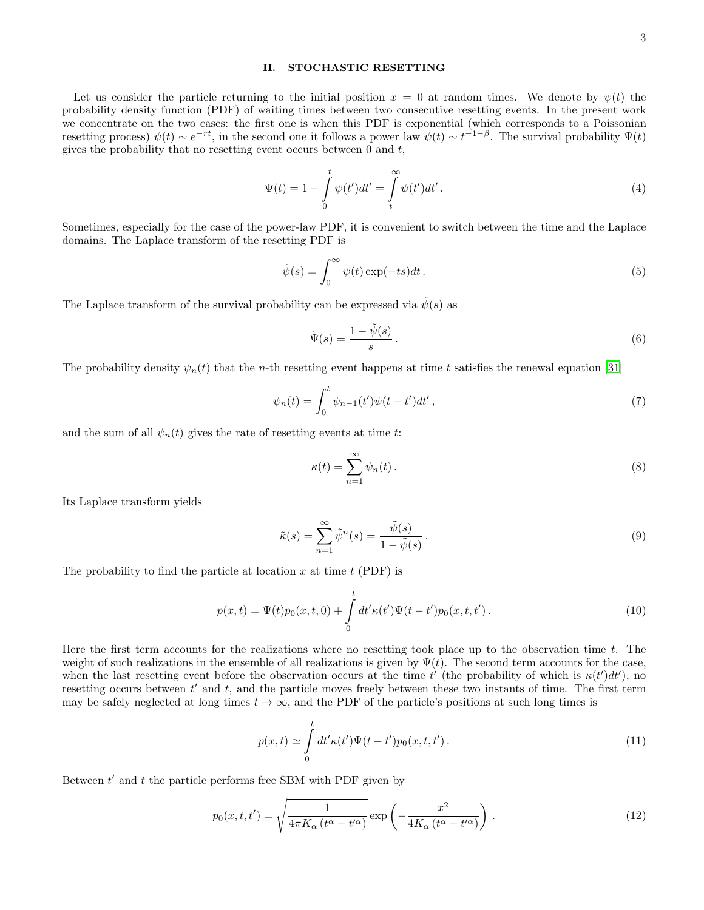## II. STOCHASTIC RESETTING

Let us consider the particle returning to the initial position $x = 0$ at random times. We denote by $\psi(t)$ the probability density function (PDF) of waiting times between two consecutive resetting events. In the present work we concentrate on the two cases: the first one is when this PDF is exponential (which corresponds to a Poissonian resetting process) $\psi(t) \sim e^{-rt}$, in the second one it follows a power law $\psi(t) \sim t^{-1-\beta}$. The survival probability $\Psi(t)$ gives the probability that no resetting event occurs between 0 and $t$,

$$\Psi(t) = 1 - \int_0^t \psi(t')dt' = \int_t^\infty \psi(t')dt' \,. \tag{4}$$

Sometimes, especially for the case of the power-law PDF, it is convenient to switch between the time and the Laplace domains. The Laplace transform of the resetting PDF is

$$\tilde{\psi}(s) = \int_0^\infty \psi(t) \exp(-ts) dt \,. \tag{5}$$

The Laplace transform of the survival probability can be expressed via $\tilde{\psi}(s)$ as

$$\tilde{\Psi}(s) = \frac{1 - \tilde{\psi}(s)}{s} \,. \tag{6}$$

The probability density $\psi_n(t)$ that the $n$-th resetting event happens at time $t$ satisfies the renewal equation [31]

$$\psi_n(t) = \int_0^t \psi_{n-1}(t')\psi(t - t')dt' \,, \tag{7}$$

and the sum of all $\psi_n(t)$ gives the rate of resetting events at time $t$:

$$\kappa(t) = \sum_{n=1}^\infty \psi_n(t) \,. \tag{8}$$

Its Laplace transform yields

$$\tilde{\kappa}(s) = \sum_{n=1}^\infty \tilde{\psi}^n(s) = \frac{\tilde{\psi}(s)}{1 - \tilde{\psi}(s)} \,. \tag{9}$$

The probability to find the particle at location $x$ at time $t$ (PDF) is

$$p(x,t) = \Psi(t)p_0(x,t,0) + \int_0^t dt' \kappa(t')\Psi(t - t')p_0(x,t,t') \,. \tag{10}$$

Here the first term accounts for the realizations where no resetting took place up to the observation time $t$. The weight of such realizations in the ensemble of all realizations is given by $\Psi(t)$. The second term accounts for the case, when the last resetting event before the observation occurs at the time $t'$ (the probability of which is $\kappa(t')dt'$), no resetting occurs between $t'$ and $t$, and the particle moves freely between these two instants of time. The first term may be safely neglected at long times $t \to \infty$, and the PDF of the particle's positions at such long times is

$$p(x,t) \simeq \int_0^t dt' \kappa(t')\Psi(t - t')p_0(x,t,t') \,. \tag{11}$$

Between $t'$ and $t$ the particle performs free SBM with PDF given by

$$p_0(x,t,t') = \sqrt{\frac{1}{4\pi K_\alpha (t^\alpha - t'^\alpha)}} \exp\left(-\frac{x^2}{4K_\alpha (t^\alpha - t'^\alpha)}\right) \,. \tag{12}$$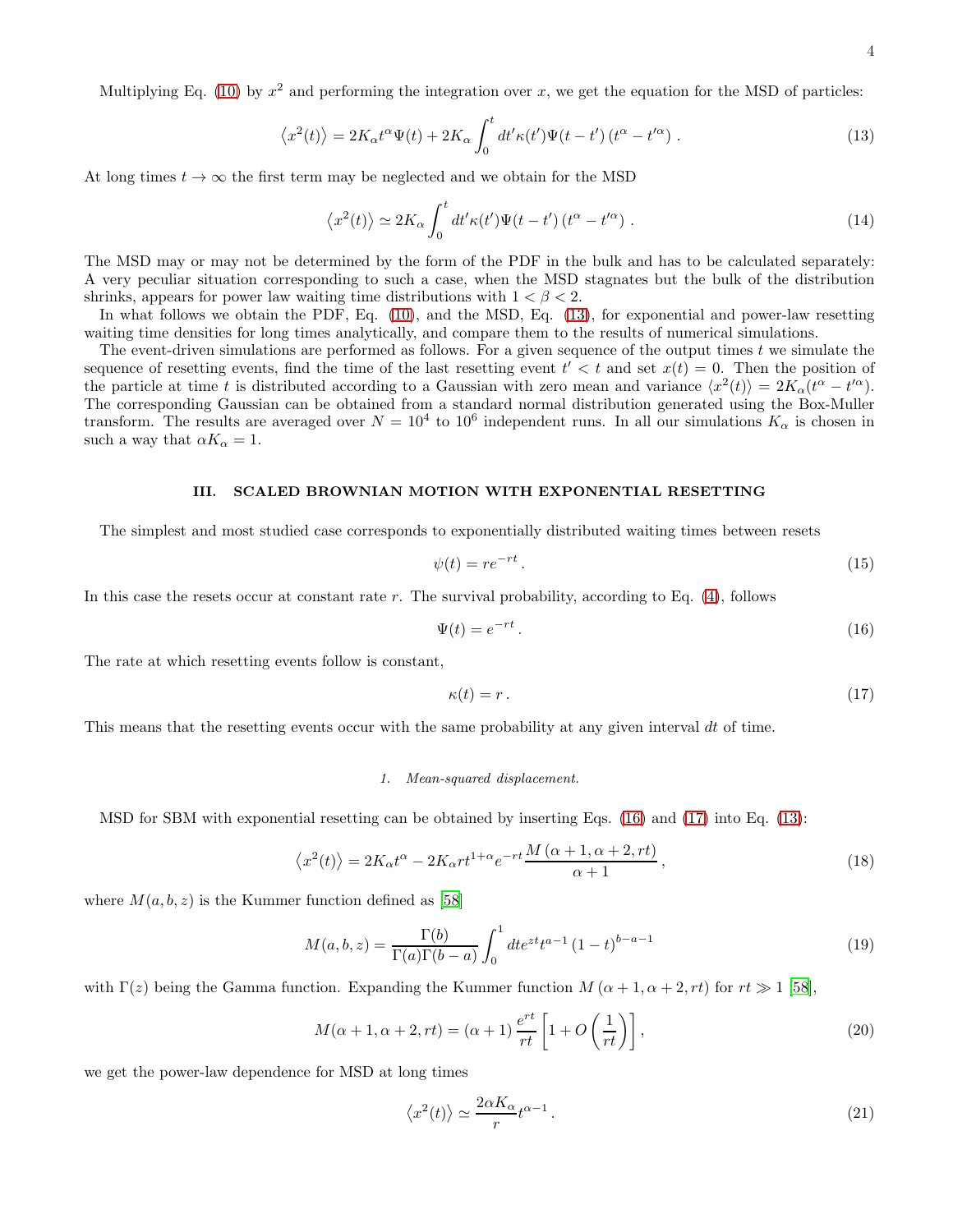Multiplying Eq. (10) by $x^2$ and performing the integration over $x$, we get the equation for the MSD of particles:

$$\left\langle x^2(t)\right\rangle = 2K_\alpha t^\alpha \Psi(t) + 2K_\alpha \int_0^t dt' \kappa(t')\Psi(t-t')\left(t^\alpha - t'^\alpha\right). \tag{13}$$

At long times $t\to\infty$ the first term may be neglected and we obtain for the MSD

$$\left\langle x^2(t)\right\rangle \simeq 2K_\alpha \int_0^t dt' \kappa(t')\Psi(t-t')\left(t^\alpha - t'^\alpha\right). \tag{14}$$

The MSD may or may not be determined by the form of the PDF in the bulk and has to be calculated separately: A very peculiar situation corresponding to such a case, when the MSD stagnates but the bulk of the distribution shrinks, appears for power law waiting time distributions with $1<\beta<2$.

In what follows we obtain the PDF, Eq. (10), and the MSD, Eq. (13), for exponential and power-law resetting waiting time densities for long times analytically, and compare them to the results of numerical simulations.

The event-driven simulations are performed as follows. For a given sequence of the output times $t$ we simulate the sequence of resetting events, find the time of the last resetting event $t'<t$ and set $x(t)=0$. Then the position of the particle at time $t$ is distributed according to a Gaussian with zero mean and variance $\langle x^2(t)\rangle = 2K_\alpha(t^\alpha - t'^\alpha)$. The corresponding Gaussian can be obtained from a standard normal distribution generated using the Box-Muller transform. The results are averaged over $N=10^4$ to $10^6$ independent runs. In all our simulations $K_\alpha$ is chosen in such a way that $\alpha K_\alpha = 1$.

## III. SCALED BROWNIAN MOTION WITH EXPONENTIAL RESETTING

The simplest and most studied case corresponds to exponentially distributed waiting times between resets

$$\psi(t) = re^{-rt}. \tag{15}$$

In this case the resets occur at constant rate $r$. The survival probability, according to Eq. (4), follows

$$\Psi(t) = e^{-rt}. \tag{16}$$

The rate at which resetting events follow is constant,

$$\kappa(t) = r. \tag{17}$$

This means that the resetting events occur with the same probability at any given interval $dt$ of time.

#### *1. Mean-squared displacement.*

MSD for SBM with exponential resetting can be obtained by inserting Eqs. (16) and (17) into Eq. (13):

$$\left\langle x^2(t)\right\rangle = 2K_\alpha t^\alpha - 2K_\alpha r t^{1+\alpha} e^{-rt}\frac{M\left(\alpha+1,\alpha+2,rt\right)}{\alpha+1}, \tag{18}$$

where $M(a,b,z)$ is the Kummer function defined as [58]

$$M(a,b,z) = \frac{\Gamma(b)}{\Gamma(a)\Gamma(b-a)}\int_0^1 dt e^{zt} t^{a-1}\left(1-t\right)^{b-a-1} \tag{19}$$

with $\Gamma(z)$ being the Gamma function. Expanding the Kummer function $M\left(\alpha+1,\alpha+2,rt\right)$ for $rt\gg 1$ [58],

$$M(\alpha+1,\alpha+2,rt) = (\alpha+1)\frac{e^{rt}}{rt}\left[1+O\left(\frac{1}{rt}\right)\right], \tag{20}$$

we get the power-law dependence for MSD at long times

$$\left\langle x^2(t)\right\rangle \simeq \frac{2\alpha K_\alpha}{r}t^{\alpha-1}. \tag{21}$$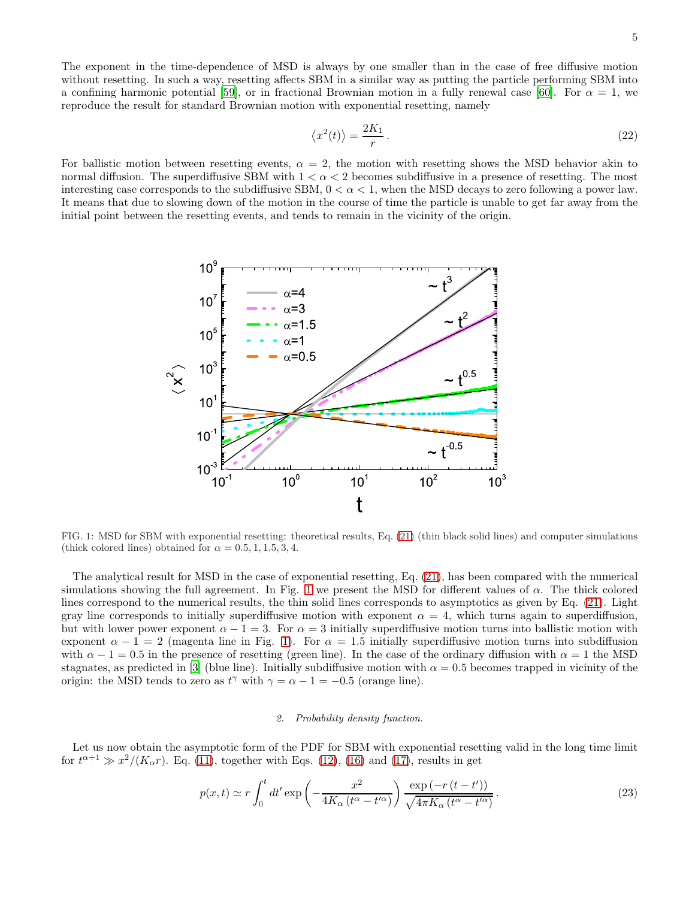The exponent in the time-dependence of MSD is always by one smaller than in the case of free diffusive motion without resetting. In such a way, resetting affects SBM in a similar way as putting the particle performing SBM into a confining harmonic potential [59], or in fractional Brownian motion in a fully renewal case [60]. For $\alpha = 1$, we reproduce the result for standard Brownian motion with exponential resetting, namely

$$\left\langle x^2(t) \right\rangle = \frac{2K_1}{r}\,. \tag{22}$$

For ballistic motion between resetting events, $\alpha = 2$, the motion with resetting shows the MSD behavior akin to normal diffusion. The superdiffusive SBM with $1 < \alpha < 2$ becomes subdiffusive in a presence of resetting. The most interesting case corresponds to the subdiffusive SBM, $0 < \alpha < 1$, when the MSD decays to zero following a power law. It means that due to slowing down of the motion in the course of time the particle is unable to get far away from the initial point between the resetting events, and tends to remain in the vicinity of the origin.

FIG. 1: MSD for SBM with exponential resetting: theoretical results, Eq. (21) (thin black solid lines) and computer simulations (thick colored lines) obtained for $\alpha = 0.5, 1, 1.5, 3, 4$.

The analytical result for MSD in the case of exponential resetting, Eq. (21), has been compared with the numerical simulations showing the full agreement. In Fig. 1 we present the MSD for different values of $\alpha$. The thick colored lines correspond to the numerical results, the thin solid lines corresponds to asymptotics as given by Eq. (21). Light gray line corresponds to initially superdiffusive motion with exponent $\alpha = 4$, which turns again to superdiffusion, but with lower power exponent $\alpha - 1 = 3$. For $\alpha = 3$ initially superdiffusive motion turns into ballistic motion with exponent $\alpha - 1 = 2$ (magenta line in Fig. 1). For $\alpha = 1.5$ initially superdiffusive motion turns into subdiffusion with $\alpha - 1 = 0.5$ in the presence of resetting (green line). In the case of the ordinary diffusion with $\alpha = 1$ the MSD stagnates, as predicted in [3] (blue line). Initially subdiffusive motion with $\alpha = 0.5$ becomes trapped in vicinity of the origin: the MSD tends to zero as $t^{\gamma}$ with $\gamma = \alpha - 1 = -0.5$ (orange line).

### *2. Probability density function.*

Let us now obtain the asymptotic form of the PDF for SBM with exponential resetting valid in the long time limit for $t^{\alpha+1} \gg x^2/(K_\alpha r)$. Eq. (11), together with Eqs. (12), (16) and (17), results in get

$$p(x,t) \simeq r \int_0^t dt' \exp\left(-\frac{x^2}{4K_\alpha\left(t^\alpha - t'^\alpha\right)}\right) \frac{\exp\left(-r\left(t-t'\right)\right)}{\sqrt{4\pi K_\alpha\left(t^\alpha - t'^\alpha\right)}}\,. \tag{23}$$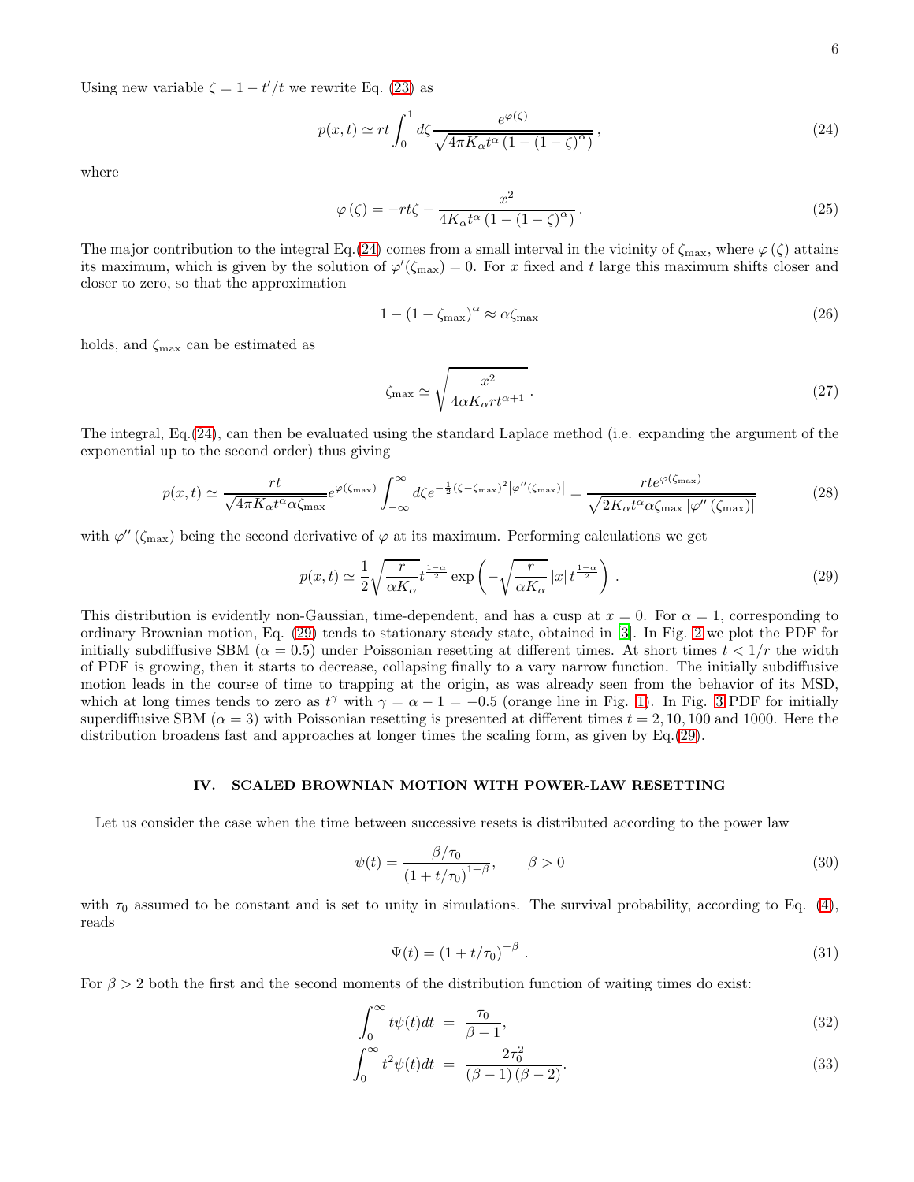Using new variable $\zeta = 1 - t'/t$ we rewrite Eq. (23) as

$$p(x,t) \simeq rt \int_0^1 d\zeta \frac{e^{\varphi(\zeta)}}{\sqrt{4\pi K_\alpha t^\alpha \left(1-(1-\zeta)^\alpha\right)}}, \tag{24}$$

where

$$\varphi\left(\zeta\right) = -rt\zeta - \frac{x^2}{4K_\alpha t^\alpha \left(1-(1-\zeta)^\alpha\right)}. \tag{25}$$

The major contribution to the integral Eq.(24) comes from a small interval in the vicinity of $\zeta_{\max}$, where $\varphi\left(\zeta\right)$ attains its maximum, which is given by the solution of $\varphi'(\zeta_{\max}) = 0$. For $x$ fixed and $t$ large this maximum shifts closer and closer to zero, so that the approximation

$$1 - \left(1-\zeta_{\max}\right)^\alpha \approx \alpha\zeta_{\max} \tag{26}$$

holds, and $\zeta_{\max}$ can be estimated as

$$\zeta_{\max} \simeq \sqrt{\frac{x^2}{4\alpha K_\alpha r t^{\alpha+1}}}. \tag{27}$$

The integral, Eq.(24), can then be evaluated using the standard Laplace method (i.e. expanding the argument of the exponential up to the second order) thus giving

$$p(x,t) \simeq \frac{rt}{\sqrt{4\pi K_\alpha t^\alpha \alpha\zeta_{\max}}} e^{\varphi(\zeta_{\max})} \int_{-\infty}^{\infty} d\zeta e^{-\frac{1}{2}(\zeta-\zeta_{\max})^2 \left|\varphi''(\zeta_{\max})\right|} = \frac{rte^{\varphi(\zeta_{\max})}}{\sqrt{2K_\alpha t^\alpha \alpha\zeta_{\max}\left|\varphi''\left(\zeta_{\max}\right)\right|}} \tag{28}$$

with $\varphi''\left(\zeta_{\max}\right)$ being the second derivative of $\varphi$ at its maximum. Performing calculations we get

$$p(x,t) \simeq \frac{1}{2}\sqrt{\frac{r}{\alpha K_\alpha}} t^{\frac{1-\alpha}{2}} \exp\left(-\sqrt{\frac{r}{\alpha K_\alpha}} \left|x\right| t^{\frac{1-\alpha}{2}}\right). \tag{29}$$

This distribution is evidently non-Gaussian, time-dependent, and has a cusp at $x = 0$. For $\alpha = 1$, corresponding to ordinary Brownian motion, Eq. (29) tends to stationary steady state, obtained in [3]. In Fig. 2 we plot the PDF for initially subdiffusive SBM ($\alpha = 0.5$) under Poissonian resetting at different times. At short times $t < 1/r$ the width of PDF is growing, then it starts to decrease, collapsing finally to a vary narrow function. The initially subdiffusive motion leads in the course of time to trapping at the origin, as was already seen from the behavior of its MSD, which at long times tends to zero as $t^\gamma$ with $\gamma = \alpha - 1 = -0.5$ (orange line in Fig. 1). In Fig. 3 PDF for initially superdiffusive SBM ($\alpha = 3$) with Poissonian resetting is presented at different times $t = 2, 10, 100$ and $1000$. Here the distribution broadens fast and approaches at longer times the scaling form, as given by Eq.(29).

## IV. SCALED BROWNIAN MOTION WITH POWER-LAW RESETTING

Let us consider the case when the time between successive resets is distributed according to the power law

$$\psi(t) = \frac{\beta/\tau_0}{\left(1+t/\tau_0\right)^{1+\beta}}, \qquad \beta > 0 \tag{30}$$

with $\tau_0$ assumed to be constant and is set to unity in simulations. The survival probability, according to Eq. (4), reads

$$\Psi(t) = \left(1+t/\tau_0\right)^{-\beta}. \tag{31}$$

For $\beta > 2$ both the first and the second moments of the distribution function of waiting times do exist:

$$\int_0^\infty t\psi(t)dt = \frac{\tau_0}{\beta-1}, \tag{32}$$

$$\int_0^\infty t^2\psi(t)dt = \frac{2\tau_0^2}{\left(\beta-1\right)\left(\beta-2\right)}. \tag{33}$$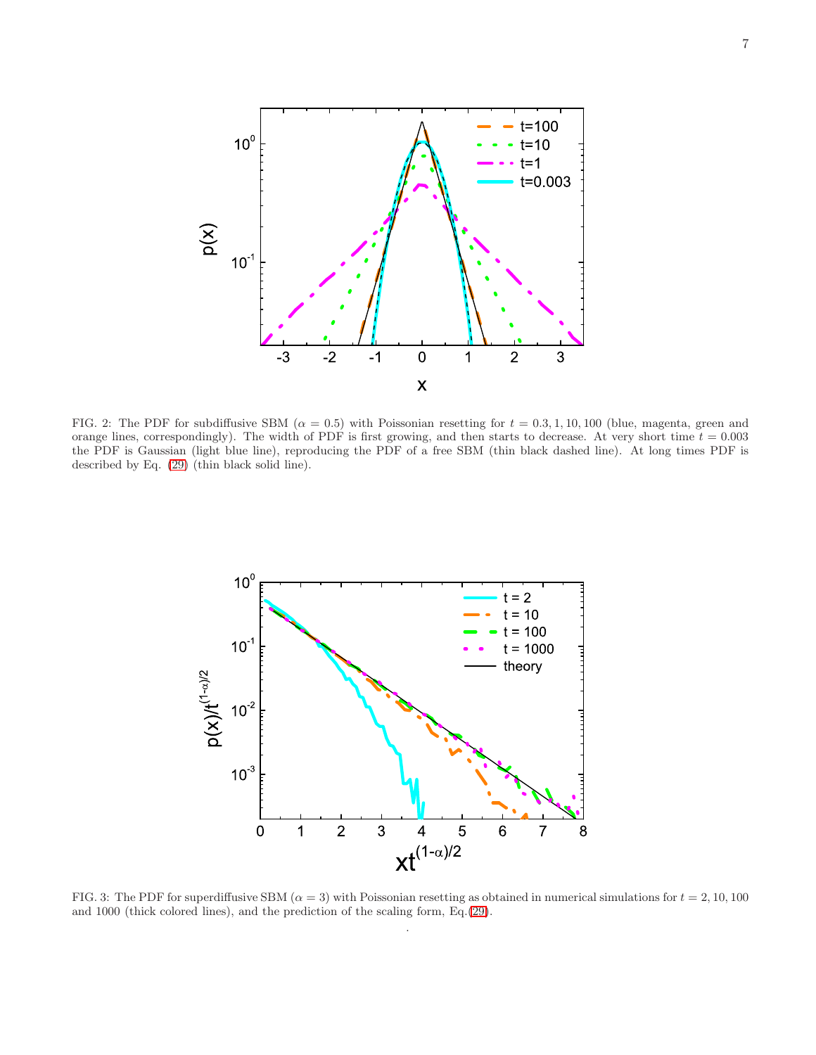FIG. 2: The PDF for subdiffusive SBM ($\alpha = 0.5$) with Poissonian resetting for $t = 0.3, 1, 10, 100$ (blue, magenta, green and orange lines, correspondingly). The width of PDF is first growing, and then starts to decrease. At very short time $t = 0.003$ the PDF is Gaussian (light blue line), reproducing the PDF of a free SBM (thin black dashed line). At long times PDF is described by Eq. (29) (thin black solid line).

FIG. 3: The PDF for superdiffusive SBM ($\alpha = 3$) with Poissonian resetting as obtained in numerical simulations for $t = 2, 10, 100$ and 1000 (thick colored lines), and the prediction of the scaling form, Eq.(29).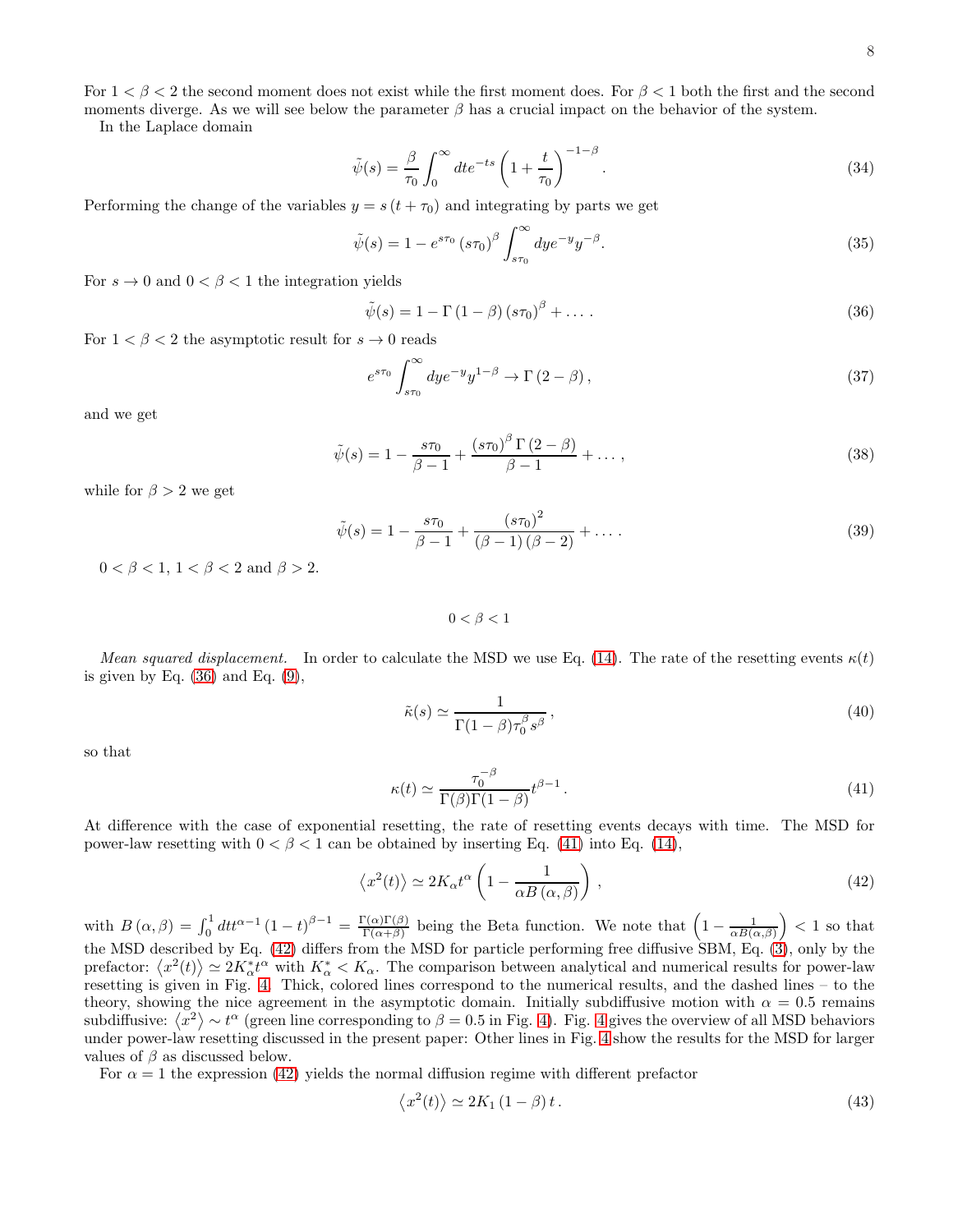For $1 < \beta < 2$ the second moment does not exist while the first moment does. For $\beta < 1$ both the first and the second moments diverge. As we will see below the parameter $\beta$ has a crucial impact on the behavior of the system.

In the Laplace domain

$$\tilde{\psi}(s) = \frac{\beta}{\tau_0} \int_0^\infty dt e^{-ts} \left(1 + \frac{t}{\tau_0}\right)^{-1-\beta}. \tag{34}$$

Performing the change of the variables $y = s(t + \tau_0)$ and integrating by parts we get

$$\tilde{\psi}(s) = 1 - e^{s\tau_0} (s\tau_0)^\beta \int_{s\tau_0}^\infty dy e^{-y} y^{-\beta}. \tag{35}$$

For $s \to 0$ and $0 < \beta < 1$ the integration yields

$$\tilde{\psi}(s) = 1 - \Gamma(1-\beta)(s\tau_0)^\beta + \ldots. \tag{36}$$

For $1 < \beta < 2$ the asymptotic result for $s \to 0$ reads

$$e^{s\tau_0} \int_{s\tau_0}^\infty dy e^{-y} y^{1-\beta} \to \Gamma(2-\beta), \tag{37}$$

and we get

$$\tilde{\psi}(s) = 1 - \frac{s\tau_0}{\beta - 1} + \frac{(s\tau_0)^\beta \Gamma(2-\beta)}{\beta - 1} + \ldots, \tag{38}$$

while for $\beta > 2$ we get

$$\tilde{\psi}(s) = 1 - \frac{s\tau_0}{\beta - 1} + \frac{(s\tau_0)^2}{(\beta-1)(\beta-2)} + \ldots. \tag{39}$$

$0 < \beta < 1$, $1 < \beta < 2$ and $\beta > 2$.

$0 < \beta < 1$

*Mean squared displacement.* In order to calculate the MSD we use Eq. (14). The rate of the resetting events $\kappa(t)$ is given by Eq. (36) and Eq. (9),

$$\tilde{\kappa}(s) \simeq \frac{1}{\Gamma(1-\beta)\tau_0^\beta s^\beta}, \tag{40}$$

so that

$$\kappa(t) \simeq \frac{\tau_0^{-\beta}}{\Gamma(\beta)\Gamma(1-\beta)} t^{\beta-1}. \tag{41}$$

At difference with the case of exponential resetting, the rate of resetting events decays with time. The MSD for power-law resetting with $0 < \beta < 1$ can be obtained by inserting Eq. (41) into Eq. (14),

$$\left\langle x^2(t) \right\rangle \simeq 2K_\alpha t^\alpha \left(1 - \frac{1}{\alpha B(\alpha, \beta)}\right), \tag{42}$$

with $B(\alpha,\beta) = \int_0^1 dt t^{\alpha-1}(1-t)^{\beta-1} = \frac{\Gamma(\alpha)\Gamma(\beta)}{\Gamma(\alpha+\beta)}$ being the Beta function. We note that $\left(1 - \frac{1}{\alpha B(\alpha,\beta)}\right) < 1$ so that the MSD described by Eq. (42) differs from the MSD for particle performing free diffusive SBM, Eq. (3), only by the prefactor: $\left\langle x^2(t) \right\rangle \simeq 2K_\alpha^* t^\alpha$ with $K_\alpha^* < K_\alpha$. The comparison between analytical and numerical results for power-law resetting is given in Fig. 4. Thick, colored lines correspond to the numerical results, and the dashed lines – to the theory, showing the nice agreement in the asymptotic domain. Initially subdiffusive motion with $\alpha = 0.5$ remains subdiffusive: $\left\langle x^2 \right\rangle \sim t^\alpha$ (green line corresponding to $\beta = 0.5$ in Fig. 4). Fig. 4 gives the overview of all MSD behaviors under power-law resetting discussed in the present paper: Other lines in Fig. 4 show the results for the MSD for larger values of $\beta$ as discussed below.

For $\alpha = 1$ the expression (42) yields the normal diffusion regime with different prefactor

$$\left\langle x^2(t) \right\rangle \simeq 2K_1(1-\beta)t. \tag{43}$$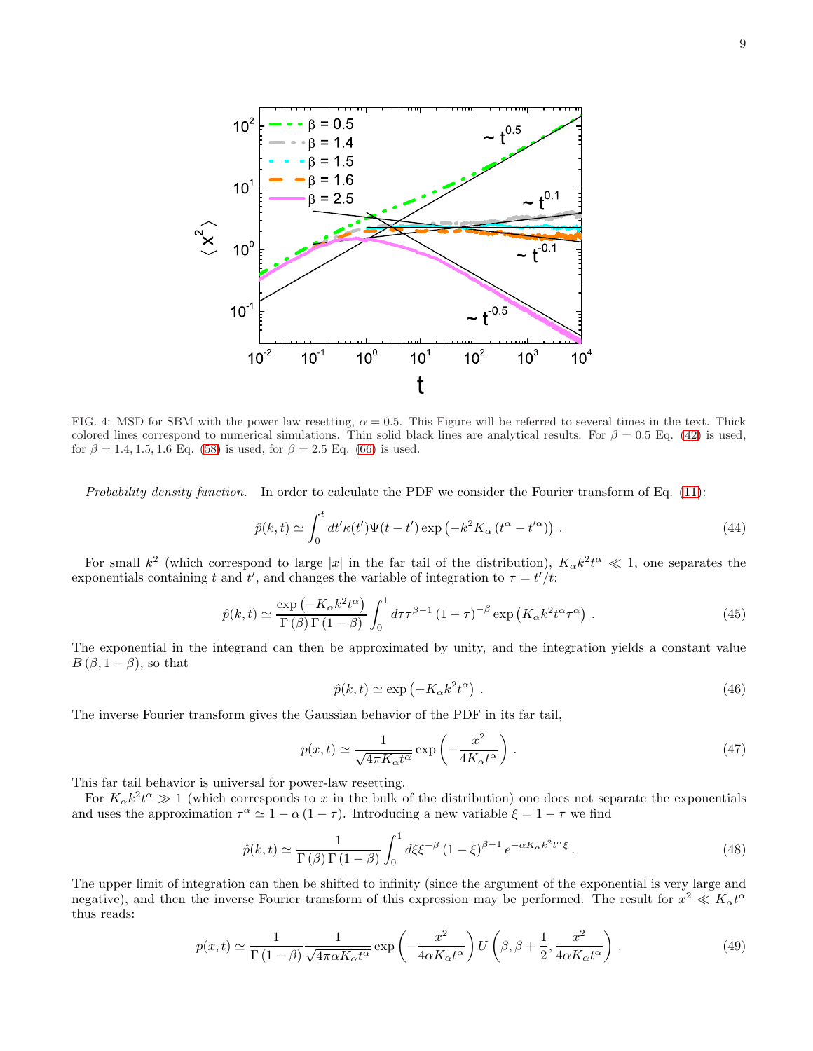FIG. 4: MSD for SBM with the power law resetting, $\alpha = 0.5$. This Figure will be referred to several times in the text. Thick colored lines correspond to numerical simulations. Thin solid black lines are analytical results. For $\beta = 0.5$ Eq. (42) is used, for $\beta = 1.4, 1.5, 1.6$ Eq. (58) is used, for $\beta = 2.5$ Eq. (66) is used.

*Probability density function.* In order to calculate the PDF we consider the Fourier transform of Eq. (11):

$$\hat{p}(k,t) \simeq \int_0^t dt' \kappa(t') \Psi(t-t') \exp\left(-k^2 K_\alpha \left(t^\alpha - t'^\alpha\right)\right) . \tag{44}$$

For small $k^2$ (which correspond to large $|x|$ in the far tail of the distribution), $K_\alpha k^2 t^\alpha \ll 1$, one separates the exponentials containing $t$ and $t'$, and changes the variable of integration to $\tau = t'/t$:

$$\hat{p}(k,t) \simeq \frac{\exp\left(-K_\alpha k^2 t^\alpha\right)}{\Gamma(\beta)\Gamma(1-\beta)} \int_0^1 d\tau \tau^{\beta-1} (1-\tau)^{-\beta} \exp\left(K_\alpha k^2 t^\alpha \tau^\alpha\right) . \tag{45}$$

The exponential in the integrand can then be approximated by unity, and the integration yields a constant value $B(\beta, 1-\beta)$, so that

$$\hat{p}(k,t) \simeq \exp\left(-K_\alpha k^2 t^\alpha\right) . \tag{46}$$

The inverse Fourier transform gives the Gaussian behavior of the PDF in its far tail,

$$p(x,t) \simeq \frac{1}{\sqrt{4\pi K_\alpha t^\alpha}} \exp\left(-\frac{x^2}{4K_\alpha t^\alpha}\right) . \tag{47}$$

This far tail behavior is universal for power-law resetting.

For $K_\alpha k^2 t^\alpha \gg 1$ (which corresponds to $x$ in the bulk of the distribution) one does not separate the exponentials and uses the approximation $\tau^\alpha \simeq 1 - \alpha(1-\tau)$. Introducing a new variable $\xi = 1 - \tau$ we find

$$\hat{p}(k,t) \simeq \frac{1}{\Gamma(\beta)\Gamma(1-\beta)} \int_0^1 d\xi \xi^{-\beta} (1-\xi)^{\beta-1} e^{-\alpha K_\alpha k^2 t^\alpha \xi} . \tag{48}$$

The upper limit of integration can then be shifted to infinity (since the argument of the exponential is very large and negative), and then the inverse Fourier transform of this expression may be performed. The result for $x^2 \ll K_\alpha t^\alpha$ thus reads:

$$p(x,t) \simeq \frac{1}{\Gamma(1-\beta)} \frac{1}{\sqrt{4\pi\alpha K_\alpha t^\alpha}} \exp\left(-\frac{x^2}{4\alpha K_\alpha t^\alpha}\right) U\left(\beta, \beta + \frac{1}{2}, \frac{x^2}{4\alpha K_\alpha t^\alpha}\right) . \tag{49}$$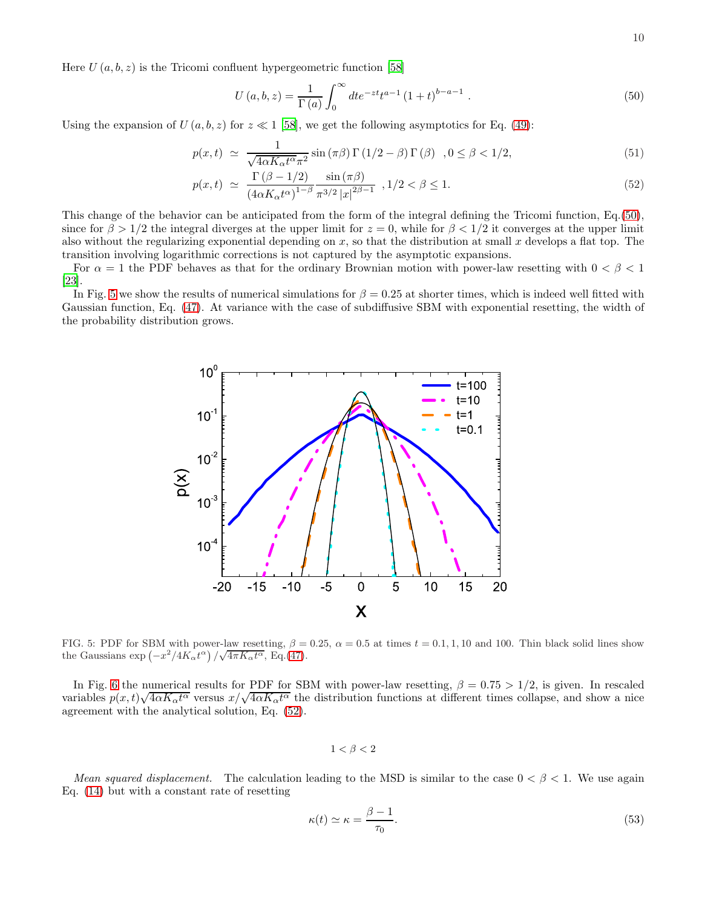Here $U(a,b,z)$ is the Tricomi confluent hypergeometric function [58]

$$U(a,b,z) = \frac{1}{\Gamma(a)} \int_0^\infty dt e^{-zt} t^{a-1} (1+t)^{b-a-1} \,. \tag{50}$$

Using the expansion of $U(a,b,z)$ for $z \ll 1$ [58], we get the following asymptotics for Eq. (49):

$$p(x,t) \simeq \frac{1}{\sqrt{4\alpha K_\alpha t^\alpha \pi^2}} \sin(\pi\beta)\, \Gamma(1/2-\beta)\, \Gamma(\beta) \quad ,0 \leq \beta < 1/2, \tag{51}$$

$$p(x,t) \simeq \frac{\Gamma(\beta-1/2)}{(4\alpha K_\alpha t^\alpha)^{1-\beta}} \frac{\sin(\pi\beta)}{\pi^{3/2} |x|^{2\beta-1}} \quad ,1/2 < \beta \leq 1. \tag{52}$$

This change of the behavior can be anticipated from the form of the integral defining the Tricomi function, Eq.(50), since for $\beta > 1/2$ the integral diverges at the upper limit for $z = 0$, while for $\beta < 1/2$ it converges at the upper limit also without the regularizing exponential depending on $x$, so that the distribution at small $x$ develops a flat top. The transition involving logarithmic corrections is not captured by the asymptotic expansions.

For $\alpha = 1$ the PDF behaves as that for the ordinary Brownian motion with power-law resetting with $0 < \beta < 1$ [23].

In Fig. 5 we show the results of numerical simulations for $\beta = 0.25$ at shorter times, which is indeed well fitted with Gaussian function, Eq. (47). At variance with the case of subdiffusive SBM with exponential resetting, the width of the probability distribution grows.

FIG. 5: PDF for SBM with power-law resetting, $\beta = 0.25$, $\alpha = 0.5$ at times $t = 0.1, 1, 10$ and $100$. Thin black solid lines show the Gaussians $\exp\left(-x^2/4K_\alpha t^\alpha\right)/\sqrt{4\pi K_\alpha t^\alpha}$, Eq.(47).

In Fig. 6 the numerical results for PDF for SBM with power-law resetting, $\beta = 0.75 > 1/2$, is given. In rescaled variables $p(x,t)\sqrt{4\alpha K_\alpha t^\alpha}$ versus $x/\sqrt{4\alpha K_\alpha t^\alpha}$ the distribution functions at different times collapse, and show a nice agreement with the analytical solution, Eq. (52).

$1 < \beta < 2$

*Mean squared displacement.* The calculation leading to the MSD is similar to the case $0 < \beta < 1$. We use again Eq. (14) but with a constant rate of resetting

$$\kappa(t) \simeq \kappa = \frac{\beta-1}{\tau_0}. \tag{53}$$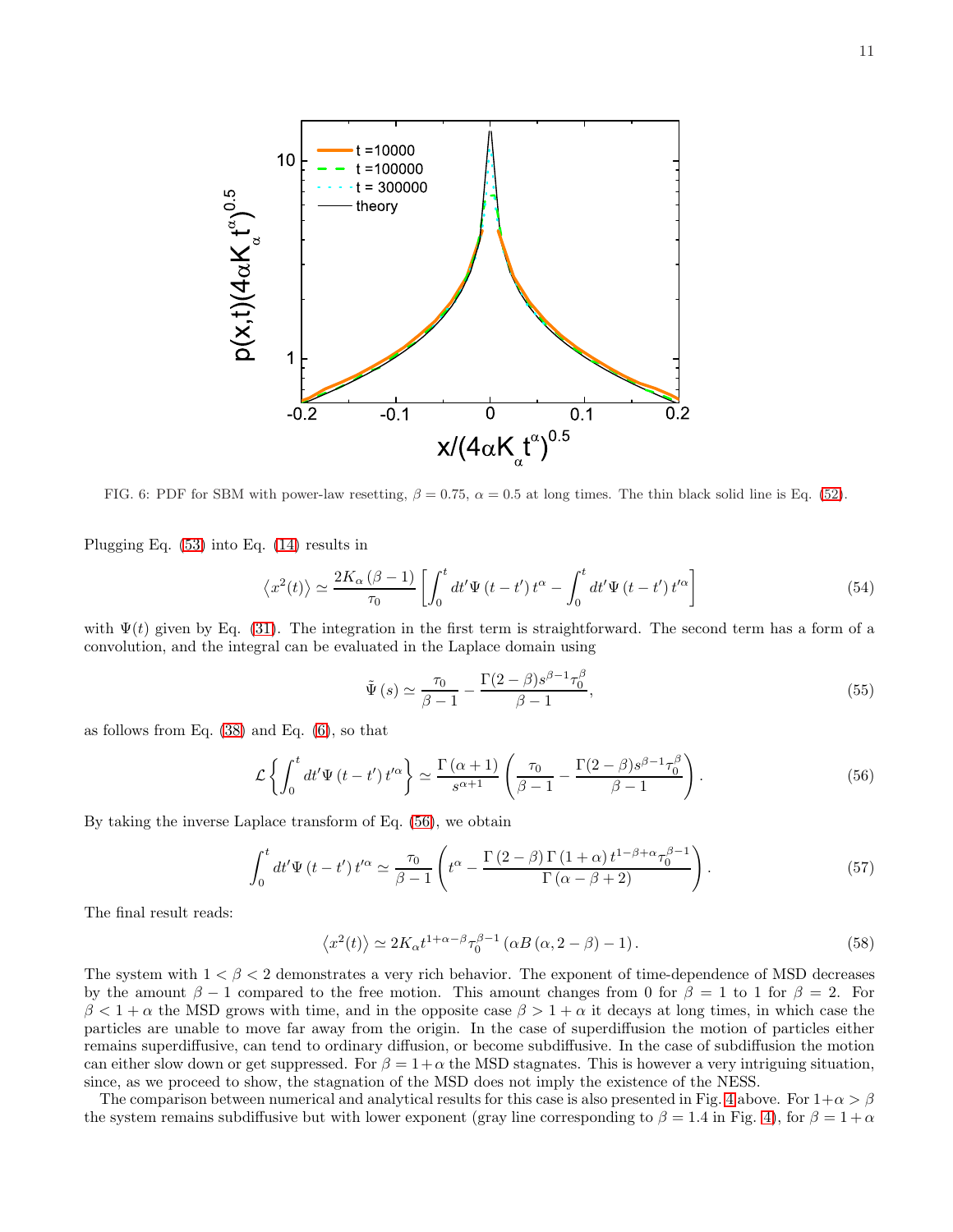FIG. 6: PDF for SBM with power-law resetting, $\beta = 0.75$, $\alpha = 0.5$ at long times. The thin black solid line is Eq. (52).

Plugging Eq. (53) into Eq. (14) results in

$$\left\langle x^2(t)\right\rangle \simeq \frac{2K_\alpha\left(\beta-1\right)}{\tau_0}\left[\int_0^t dt'\Psi\left(t-t'\right)t^\alpha - \int_0^t dt'\Psi\left(t-t'\right)t'^\alpha\right] \tag{54}$$

with $\Psi(t)$ given by Eq. (31). The integration in the first term is straightforward. The second term has a form of a convolution, and the integral can be evaluated in the Laplace domain using

$$\tilde{\Psi}\left(s\right) \simeq \frac{\tau_0}{\beta-1} - \frac{\Gamma(2-\beta)s^{\beta-1}\tau_0^\beta}{\beta-1}, \tag{55}$$

as follows from Eq. (38) and Eq. (6), so that

$$\mathcal{L}\left\{\int_0^t dt'\Psi\left(t-t'\right)t'^\alpha\right\} \simeq \frac{\Gamma\left(\alpha+1\right)}{s^{\alpha+1}}\left(\frac{\tau_0}{\beta-1} - \frac{\Gamma(2-\beta)s^{\beta-1}\tau_0^\beta}{\beta-1}\right). \tag{56}$$

By taking the inverse Laplace transform of Eq. (56), we obtain

$$\int_0^t dt'\Psi\left(t-t'\right)t'^\alpha \simeq \frac{\tau_0}{\beta-1}\left(t^\alpha - \frac{\Gamma\left(2-\beta\right)\Gamma\left(1+\alpha\right)t^{1-\beta+\alpha}\tau_0^{\beta-1}}{\Gamma\left(\alpha-\beta+2\right)}\right). \tag{57}$$

The final result reads:

$$\left\langle x^2(t)\right\rangle \simeq 2K_\alpha t^{1+\alpha-\beta}\tau_0^{\beta-1}\left(\alpha B\left(\alpha, 2-\beta\right)-1\right). \tag{58}$$

The system with $1 < \beta < 2$ demonstrates a very rich behavior. The exponent of time-dependence of MSD decreases by the amount $\beta - 1$ compared to the free motion. This amount changes from 0 for $\beta = 1$ to 1 for $\beta = 2$. For $\beta < 1 + \alpha$ the MSD grows with time, and in the opposite case $\beta > 1 + \alpha$ it decays at long times, in which case the particles are unable to move far away from the origin. In the case of superdiffusion the motion of particles either remains superdiffusive, can tend to ordinary diffusion, or become subdiffusive. In the case of subdiffusion the motion can either slow down or get suppressed. For $\beta = 1 + \alpha$ the MSD stagnates. This is however a very intriguing situation, since, as we proceed to show, the stagnation of the MSD does not imply the existence of the NESS.

The comparison between numerical and analytical results for this case is also presented in Fig. 4 above. For $1 + \alpha > \beta$ the system remains subdiffusive but with lower exponent (gray line corresponding to $\beta = 1.4$ in Fig. 4), for $\beta = 1 + \alpha$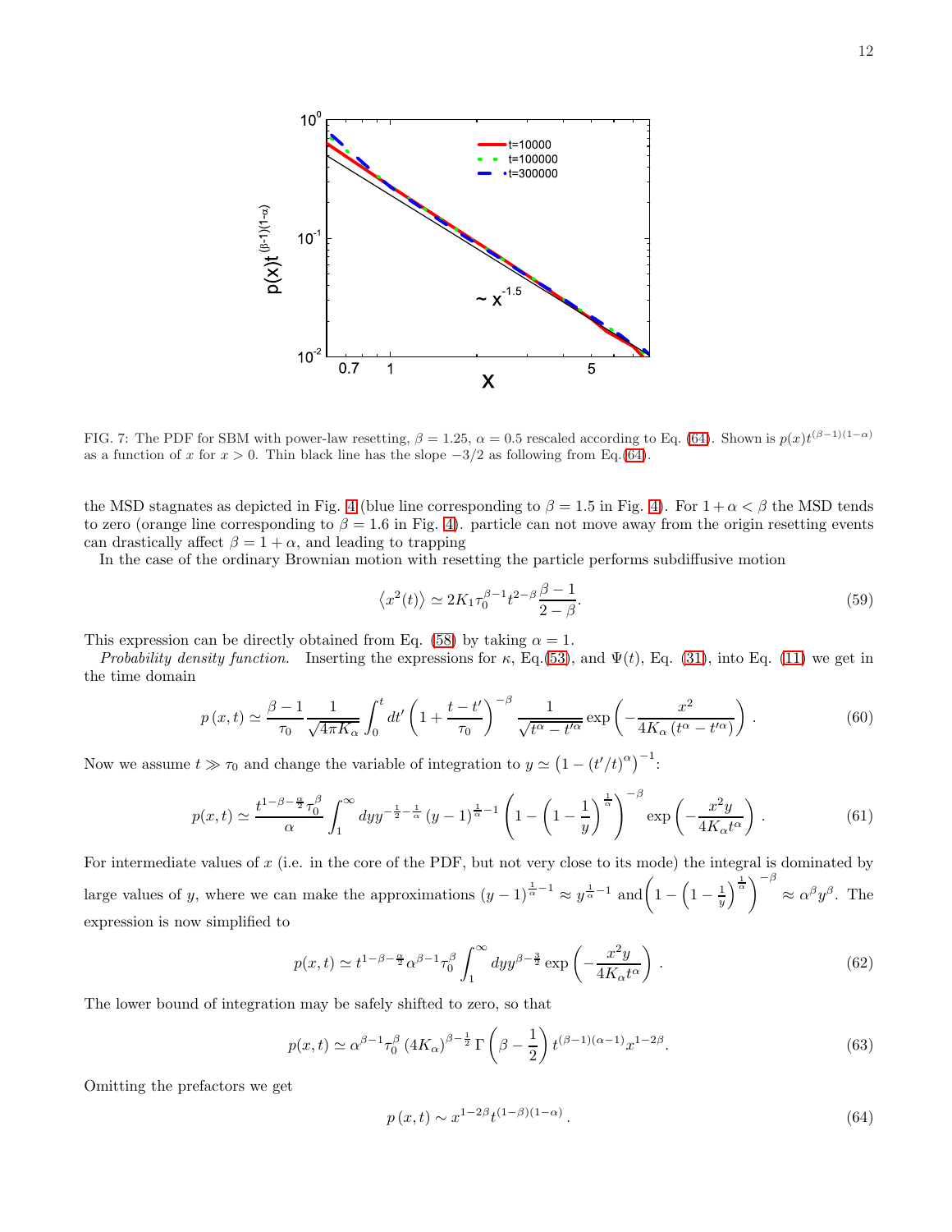FIG. 7: The PDF for SBM with power-law resetting, $\beta = 1.25$, $\alpha = 0.5$ rescaled according to Eq. (64). Shown is $p(x)t^{(\beta-1)(1-\alpha)}$ as a function of $x$ for $x > 0$. Thin black line has the slope $-3/2$ as following from Eq.(64).

the MSD stagnates as depicted in Fig. 4 (blue line corresponding to $\beta = 1.5$ in Fig. 4). For $1+\alpha < \beta$ the MSD tends to zero (orange line corresponding to $\beta = 1.6$ in Fig. 4). particle can not move away from the origin resetting events can drastically affect $\beta = 1 + \alpha$, and leading to trapping

In the case of the ordinary Brownian motion with resetting the particle performs subdiffusive motion

$$\left\langle x^2(t)\right\rangle \simeq 2K_1\tau_0^{\beta-1}t^{2-\beta}\frac{\beta-1}{2-\beta}. \tag{59}$$

This expression can be directly obtained from Eq. (58) by taking $\alpha = 1$.

*Probability density function.* Inserting the expressions for $\kappa$, Eq.(53), and $\Psi(t)$, Eq. (31), into Eq. (11) we get in the time domain

$$p\left(x,t\right) \simeq \frac{\beta-1}{\tau_0}\frac{1}{\sqrt{4\pi K_\alpha}}\int_0^t dt'\left(1+\frac{t-t'}{\tau_0}\right)^{-\beta}\frac{1}{\sqrt{t^\alpha - t'^\alpha}}\exp\left(-\frac{x^2}{4K_\alpha\left(t^\alpha - t'^\alpha\right)}\right). \tag{60}$$

Now we assume $t \gg \tau_0$ and change the variable of integration to $y \simeq \left(1-(t'/t)^\alpha\right)^{-1}$:

$$p(x,t) \simeq \frac{t^{1-\beta-\frac{\alpha}{2}}\tau_0^\beta}{\alpha}\int_1^\infty dy y^{-\frac{1}{2}-\frac{1}{\alpha}}\left(y-1\right)^{\frac{1}{\alpha}-1}\left(1-\left(1-\frac{1}{y}\right)^{\frac{1}{\alpha}}\right)^{-\beta}\exp\left(-\frac{x^2 y}{4K_\alpha t^\alpha}\right). \tag{61}$$

For intermediate values of $x$ (i.e. in the core of the PDF, but not very close to its mode) the integral is dominated by large values of $y$, where we can make the approximations $(y-1)^{\frac{1}{\alpha}-1} \approx y^{\frac{1}{\alpha}-1}$ and $\left(1-\left(1-\frac{1}{y}\right)^{\frac{1}{\alpha}}\right)^{-\beta} \approx \alpha^\beta y^\beta$. The expression is now simplified to

$$p(x,t) \simeq t^{1-\beta-\frac{\alpha}{2}}\alpha^{\beta-1}\tau_0^\beta\int_1^\infty dy y^{\beta-\frac{3}{2}}\exp\left(-\frac{x^2 y}{4K_\alpha t^\alpha}\right). \tag{62}$$

The lower bound of integration may be safely shifted to zero, so that

$$p(x,t) \simeq \alpha^{\beta-1}\tau_0^\beta\left(4K_\alpha\right)^{\beta-\frac{1}{2}}\Gamma\left(\beta-\frac{1}{2}\right)t^{(\beta-1)(\alpha-1)}x^{1-2\beta}. \tag{63}$$

Omitting the prefactors we get

$$p\left(x,t\right) \sim x^{1-2\beta}t^{(1-\beta)(1-\alpha)}. \tag{64}$$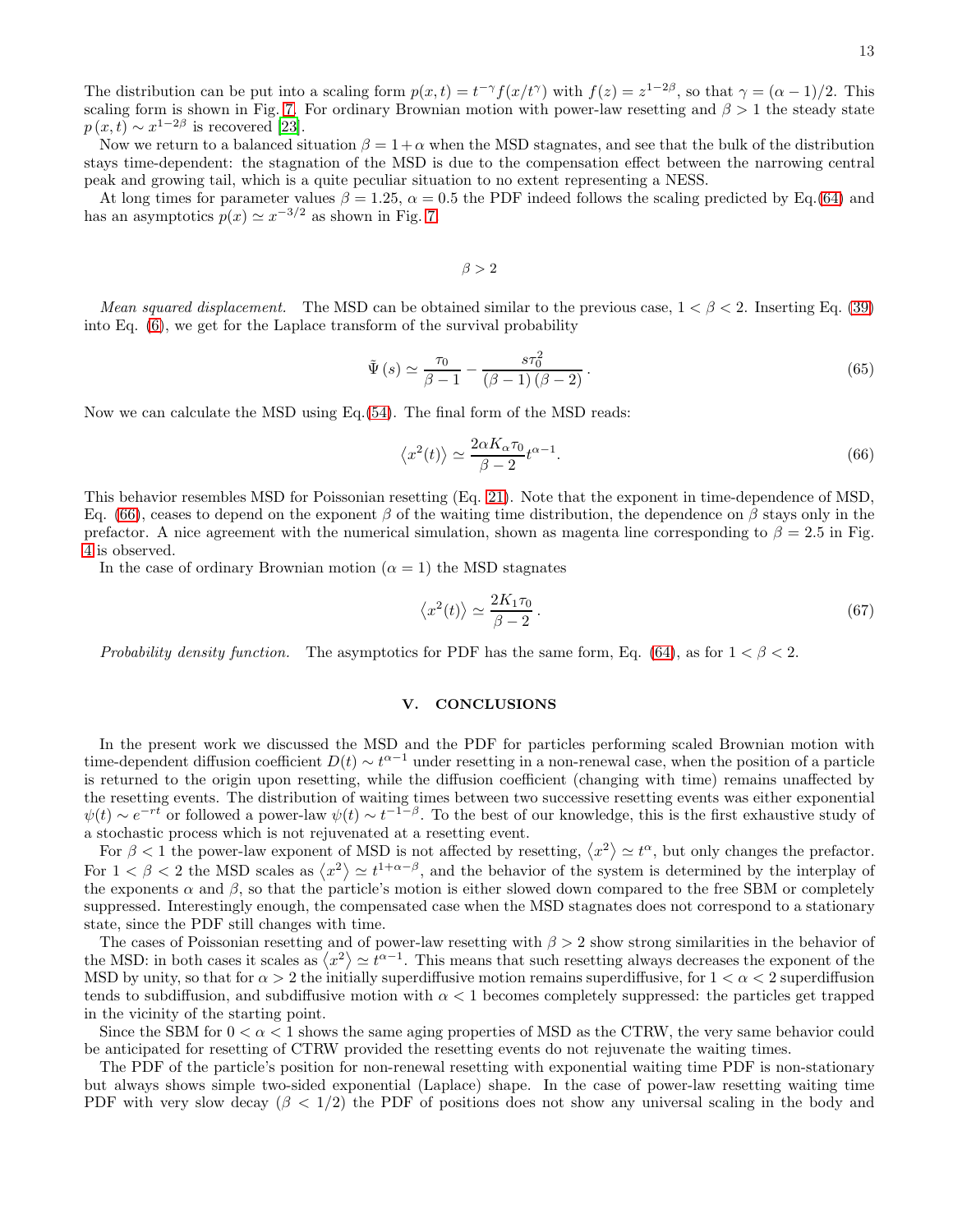The distribution can be put into a scaling form $p(x,t) = t^{-\gamma} f(x/t^{\gamma})$ with $f(z) = z^{1-2\beta}$, so that $\gamma = (\alpha-1)/2$. This scaling form is shown in Fig. 7. For ordinary Brownian motion with power-law resetting and $\beta > 1$ the steady state $p(x,t) \sim x^{1-2\beta}$ is recovered [23].

Now we return to a balanced situation $\beta = 1+\alpha$ when the MSD stagnates, and see that the bulk of the distribution stays time-dependent: the stagnation of the MSD is due to the compensation effect between the narrowing central peak and growing tail, which is a quite peculiar situation to no extent representing a NESS.

At long times for parameter values $\beta = 1.25$, $\alpha = 0.5$ the PDF indeed follows the scaling predicted by Eq.(64) and has an asymptotics $p(x) \simeq x^{-3/2}$ as shown in Fig. 7.

### $\beta > 2$

*Mean squared displacement.* The MSD can be obtained similar to the previous case, $1 < \beta < 2$. Inserting Eq. (39) into Eq. (6), we get for the Laplace transform of the survival probability

$$\tilde{\Psi}(s) \simeq \frac{\tau_0}{\beta - 1} - \frac{s\tau_0^2}{(\beta-1)(\beta-2)}. \tag{65}$$

Now we can calculate the MSD using Eq.(54). The final form of the MSD reads:

$$\left\langle x^2(t)\right\rangle \simeq \frac{2\alpha K_\alpha \tau_0}{\beta - 2} t^{\alpha-1}. \tag{66}$$

This behavior resembles MSD for Poissonian resetting (Eq. 21). Note that the exponent in time-dependence of MSD, Eq. (66), ceases to depend on the exponent $\beta$ of the waiting time distribution, the dependence on $\beta$ stays only in the prefactor. A nice agreement with the numerical simulation, shown as magenta line corresponding to $\beta = 2.5$ in Fig. 4 is observed.

In the case of ordinary Brownian motion ($\alpha = 1$) the MSD stagnates

$$\left\langle x^2(t)\right\rangle \simeq \frac{2K_1\tau_0}{\beta - 2}. \tag{67}$$

*Probability density function.* The asymptotics for PDF has the same form, Eq. (64), as for $1 < \beta < 2$.

## V. CONCLUSIONS

In the present work we discussed the MSD and the PDF for particles performing scaled Brownian motion with time-dependent diffusion coefficient $D(t) \sim t^{\alpha-1}$ under resetting in a non-renewal case, when the position of a particle is returned to the origin upon resetting, while the diffusion coefficient (changing with time) remains unaffected by the resetting events. The distribution of waiting times between two successive resetting events was either exponential $\psi(t) \sim e^{-rt}$ or followed a power-law $\psi(t) \sim t^{-1-\beta}$. To the best of our knowledge, this is the first exhaustive study of a stochastic process which is not rejuvenated at a resetting event.

For $\beta < 1$ the power-law exponent of MSD is not affected by resetting, $\left\langle x^2\right\rangle \simeq t^{\alpha}$, but only changes the prefactor. For $1 < \beta < 2$ the MSD scales as $\left\langle x^2\right\rangle \simeq t^{1+\alpha-\beta}$, and the behavior of the system is determined by the interplay of the exponents $\alpha$ and $\beta$, so that the particle's motion is either slowed down compared to the free SBM or completely suppressed. Interestingly enough, the compensated case when the MSD stagnates does not correspond to a stationary state, since the PDF still changes with time.

The cases of Poissonian resetting and of power-law resetting with $\beta > 2$ show strong similarities in the behavior of the MSD: in both cases it scales as $\left\langle x^2\right\rangle \simeq t^{\alpha-1}$. This means that such resetting always decreases the exponent of the MSD by unity, so that for $\alpha > 2$ the initially superdiffusive motion remains superdiffusive, for $1 < \alpha < 2$ superdiffusion tends to subdiffusion, and subdiffusive motion with $\alpha < 1$ becomes completely suppressed: the particles get trapped in the vicinity of the starting point.

Since the SBM for $0 < \alpha < 1$ shows the same aging properties of MSD as the CTRW, the very same behavior could be anticipated for resetting of CTRW provided the resetting events do not rejuvenate the waiting times.

The PDF of the particle's position for non-renewal resetting with exponential waiting time PDF is non-stationary but always shows simple two-sided exponential (Laplace) shape. In the case of power-law resetting waiting time PDF with very slow decay ($\beta < 1/2$) the PDF of positions does not show any universal scaling in the body and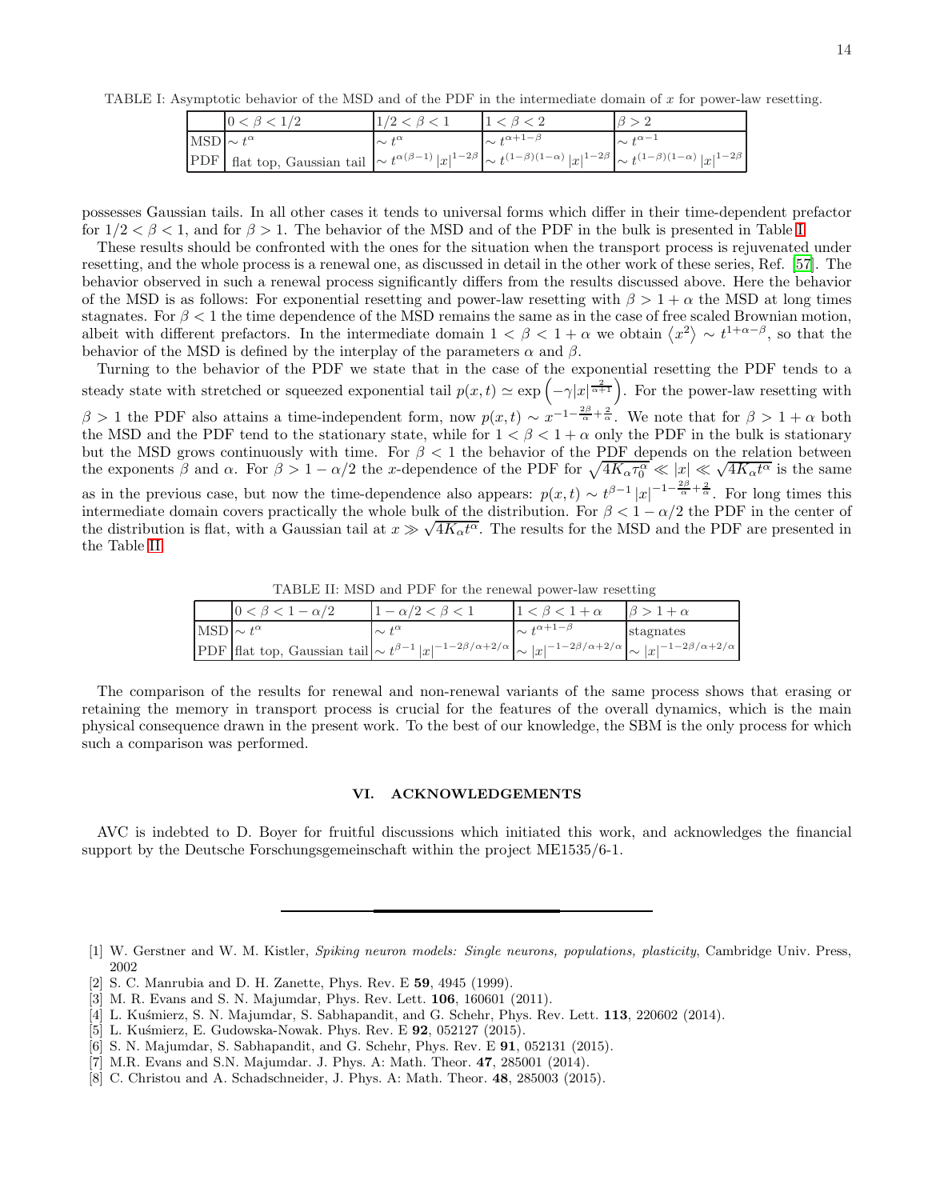TABLE I: Asymptotic behavior of the MSD and of the PDF in the intermediate domain of $x$ for power-law resetting.

| | $0 < \beta < 1/2$ | $1/2 < \beta < 1$ | $1 < \beta < 2$ | $\beta > 2$ |
|---|---|---|---|---|
| MSD | $\sim t^{\alpha}$ | $\sim t^{\alpha}$ | $\sim t^{\alpha+1-\beta}$ | $\sim t^{\alpha-1}$ |
| PDF | flat top, Gaussian tail | $\sim t^{\alpha(\beta-1)} \|x\|^{1-2\beta}$ | $\sim t^{(1-\beta)(1-\alpha)} \|x\|^{1-2\beta}$ | $\sim t^{(1-\beta)(1-\alpha)} \|x\|^{1-2\beta}$ |

possesses Gaussian tails. In all other cases it tends to universal forms which differ in their time-dependent prefactor for $1/2 < \beta < 1$, and for $\beta > 1$. The behavior of the MSD and of the PDF in the bulk is presented in Table I.

These results should be confronted with the ones for the situation when the transport process is rejuvenated under resetting, and the whole process is a renewal one, as discussed in detail in the other work of these series, Ref. [57]. The behavior observed in such a renewal process significantly differs from the results discussed above. Here the behavior of the MSD is as follows: For exponential resetting and power-law resetting with $\beta > 1 + \alpha$ the MSD at long times stagnates. For $\beta < 1$ the time dependence of the MSD remains the same as in the case of free scaled Brownian motion, albeit with different prefactors. In the intermediate domain $1 < \beta < 1 + \alpha$ we obtain $\langle x^2 \rangle \sim t^{1+\alpha-\beta}$, so that the behavior of the MSD is defined by the interplay of the parameters $\alpha$ and $\beta$.

Turning to the behavior of the PDF we state that in the case of the exponential resetting the PDF tends to a steady state with stretched or squeezed exponential tail $p(x,t) \simeq \exp\left(-\gamma |x|^{\frac{2}{\alpha+1}}\right)$. For the power-law resetting with $\beta > 1$ the PDF also attains a time-independent form, now $p(x,t) \sim x^{-1-\frac{2\beta}{\alpha}+\frac{2}{\alpha}}$. We note that for $\beta > 1 + \alpha$ both the MSD and the PDF tend to the stationary state, while for $1 < \beta < 1 + \alpha$ only the PDF in the bulk is stationary but the MSD grows continuously with time. For $\beta < 1$ the behavior of the PDF depends on the relation between the exponents $\beta$ and $\alpha$. For $\beta > 1 - \alpha/2$ the $x$-dependence of the PDF for $\sqrt{4K_\alpha \tau_0^\alpha} \ll |x| \ll \sqrt{4K_\alpha t^\alpha}$ is the same as in the previous case, but now the time-dependence also appears: $p(x,t) \sim t^{\beta-1} |x|^{-1-\frac{2\beta}{\alpha}+\frac{2}{\alpha}}$. For long times this intermediate domain covers practically the whole bulk of the distribution. For $\beta < 1 - \alpha/2$ the PDF in the center of the distribution is flat, with a Gaussian tail at $x \gg \sqrt{4K_\alpha t^\alpha}$. The results for the MSD and the PDF are presented in the Table II.

TABLE II: MSD and PDF for the renewal power-law resetting

| | $0 < \beta < 1 - \alpha/2$ | $1 - \alpha/2 < \beta < 1$ | $1 < \beta < 1 + \alpha$ | $\beta > 1 + \alpha$ |
|---|---|---|---|---|
| MSD | $\sim t^{\alpha}$ | $\sim t^{\alpha}$ | $\sim t^{\alpha+1-\beta}$ | stagnates |
| PDF | flat top, Gaussian tail | $\sim t^{\beta-1} \|x\|^{-1-2\beta/\alpha+2/\alpha}$ | $\sim \|x\|^{-1-2\beta/\alpha+2/\alpha}$ | $\sim \|x\|^{-1-2\beta/\alpha+2/\alpha}$ |

The comparison of the results for renewal and non-renewal variants of the same process shows that erasing or retaining the memory in transport process is crucial for the features of the overall dynamics, which is the main physical consequence drawn in the present work. To the best of our knowledge, the SBM is the only process for which such a comparison was performed.

## VI. ACKNOWLEDGEMENTS

AVC is indebted to D. Boyer for fruitful discussions which initiated this work, and acknowledges the financial support by the Deutsche Forschungsgemeinschaft within the project ME1535/6-1.

---

[1] W. Gerstner and W. M. Kistler, *Spiking neuron models: Single neurons, populations, plasticity*, Cambridge Univ. Press, 2002

[2] S. C. Manrubia and D. H. Zanette, Phys. Rev. E **59**, 4945 (1999).

[3] M. R. Evans and S. N. Majumdar, Phys. Rev. Lett. **106**, 160601 (2011).

[4] L. Kuśmierz, S. N. Majumdar, S. Sabhapandit, and G. Schehr, Phys. Rev. Lett. **113**, 220602 (2014).

[5] L. Kuśmierz, E. Gudowska-Nowak. Phys. Rev. E **92**, 052127 (2015).

[6] S. N. Majumdar, S. Sabhapandit, and G. Schehr, Phys. Rev. E **91**, 052131 (2015).

[7] M.R. Evans and S.N. Majumdar. J. Phys. A: Math. Theor. **47**, 285001 (2014).

[8] C. Christou and A. Schadschneider, J. Phys. A: Math. Theor. **48**, 285003 (2015).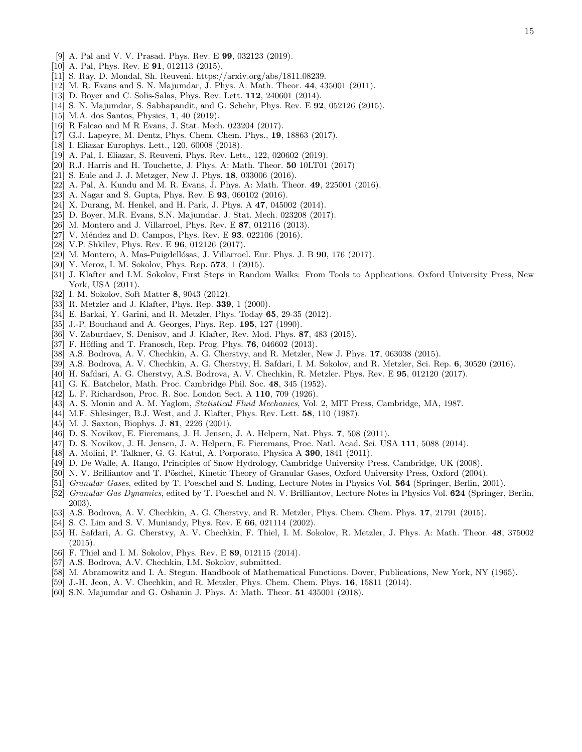[9] A. Pal and V. V. Prasad. Phys. Rev. E **99**, 032123 (2019).
[10] A. Pal, Phys. Rev. E **91**, 012113 (2015).
[11] S. Ray, D. Mondal, Sh. Reuveni. https://arxiv.org/abs/1811.08239.
[12] M. R. Evans and S. N. Majumdar, J. Phys. A: Math. Theor. **44**, 435001 (2011).
[13] D. Boyer and C. Solis-Salas, Phys. Rev. Lett. **112**, 240601 (2014).
[14] S. N. Majumdar, S. Sabhapandit, and G. Schehr, Phys. Rev. E **92**, 052126 (2015).
[15] M.A. dos Santos, Physics, **1**, 40 (2019).
[16] R Falcao and M R Evans, J. Stat. Mech. 023204 (2017).
[17] G.J. Lapeyre, M. Dentz, Phys. Chem. Chem. Phys., **19**, 18863 (2017).
[18] I. Eliazar Europhys. Lett., 120, 60008 (2018).
[19] A. Pal, I. Eliazar, S. Reuveni, Phys. Rev. Lett., 122, 020602 (2019).
[20] R.J. Harris and H. Touchette, J. Phys. A: Math. Theor. **50** 10LT01 (2017)
[21] S. Eule and J. J. Metzger, New J. Phys. **18**, 033006 (2016).
[22] A. Pal, A. Kundu and M. R. Evans, J. Phys. A: Math. Theor. **49**, 225001 (2016).
[23] A. Nagar and S. Gupta, Phys. Rev. E **93**, 060102 (2016).
[24] X. Durang, M. Henkel, and H. Park, J. Phys. A **47**, 045002 (2014).
[25] D. Boyer, M.R. Evans, S.N. Majumdar. J. Stat. Mech. 023208 (2017).
[26] M. Montero and J. Villarroel, Phys. Rev. E **87**, 012116 (2013).
[27] V. Méndez and D. Campos, Phys. Rev. E **93**, 022106 (2016).
[28] V.P. Shkilev, Phys. Rev. E **96**, 012126 (2017).
[29] M. Montero, A. Mas-Puigdellósas, J. Villarroel. Eur. Phys. J. B **90**, 176 (2017).
[30] Y. Meroz, I. M. Sokolov, Phys. Rep. **573**, 1 (2015).
[31] J. Klafter and I.M. Sokolov, First Steps in Random Walks: From Tools to Applications. Oxford University Press, New York, USA (2011).
[32] I. M. Sokolov, Soft Matter **8**, 9043 (2012).
[33] R. Metzler and J. Klafter, Phys. Rep. **339**, 1 (2000).
[34] E. Barkai, Y. Garini, and R. Metzler, Phys. Today **65**, 29-35 (2012).
[35] J.-P. Bouchaud and A. Georges, Phys. Rep. **195**, 127 (1990).
[36] V. Zaburdaev, S. Denisov, and J. Klafter, Rev. Mod. Phys. **87**, 483 (2015).
[37] F. Höfling and T. Franosch, Rep. Prog. Phys. **76**, 046602 (2013).
[38] A.S. Bodrova, A. V. Chechkin, A. G. Cherstvy, and R. Metzler, New J. Phys. **17**, 063038 (2015).
[39] A.S. Bodrova, A. V. Chechkin, A. G. Cherstvy, H. Safdari, I. M. Sokolov, and R. Metzler, Sci. Rep. **6**, 30520 (2016).
[40] H. Safdari, A. G. Cherstvy, A.S. Bodrova, A. V. Chechkin, R. Metzler. Phys. Rev. E **95**, 012120 (2017).
[41] G. K. Batchelor, Math. Proc. Cambridge Phil. Soc. **48**, 345 (1952).
[42] L. F. Richardson, Proc. R. Soc. London Sect. A **110**, 709 (1926).
[43] A. S. Monin and A. M. Yaglom, *Statistical Fluid Mechanics*, Vol. 2, MIT Press, Cambridge, MA, 1987.
[44] M.F. Shlesinger, B.J. West, and J. Klafter, Phys. Rev. Lett. **58**, 110 (1987).
[45] M. J. Saxton, Biophys. J. **81**, 2226 (2001).
[46] D. S. Novikov, E. Fieremans, J. H. Jensen, J. A. Helpern, Nat. Phys. **7**, 508 (2011).
[47] D. S. Novikov, J. H. Jensen, J. A. Helpern, E. Fieremans, Proc. Natl. Acad. Sci. USA **111**, 5088 (2014).
[48] A. Molini, P. Talkner, G. G. Katul, A. Porporato, Physica A **390**, 1841 (2011).
[49] D. De Walle, A. Rango, Principles of Snow Hydrology, Cambridge University Press, Cambridge, UK (2008).
[50] N. V. Brilliantov and T. Pöschel, Kinetic Theory of Granular Gases, Oxford University Press, Oxford (2004).
[51] *Granular Gases*, edited by T. Poeschel and S. Luding, Lecture Notes in Physics Vol. **564** (Springer, Berlin, 2001).
[52] *Granular Gas Dynamics*, edited by T. Poeschel and N. V. Brilliantov, Lecture Notes in Physics Vol. **624** (Springer, Berlin, 2003).
[53] A.S. Bodrova, A. V. Chechkin, A. G. Cherstvy, and R. Metzler, Phys. Chem. Chem. Phys. **17**, 21791 (2015).
[54] S. C. Lim and S. V. Muniandy, Phys. Rev. E **66**, 021114 (2002).
[55] H. Safdari, A. G. Cherstvy, A. V. Chechkin, F. Thiel, I. M. Sokolov, R. Metzler, J. Phys. A: Math. Theor. **48**, 375002 (2015).
[56] F. Thiel and I. M. Sokolov, Phys. Rev. E **89**, 012115 (2014).
[57] A.S. Bodrova, A.V. Chechkin, I.M. Sokolov, submitted.
[58] M. Abramowitz and I. A. Stegun. Handbook of Mathematical Functions. Dover, Publications, New York, NY (1965).
[59] J.-H. Jeon, A. V. Chechkin, and R. Metzler, Phys. Chem. Chem. Phys. **16**, 15811 (2014).
[60] S.N. Majumdar and G. Oshanin J. Phys. A: Math. Theor. **51** 435001 (2018).